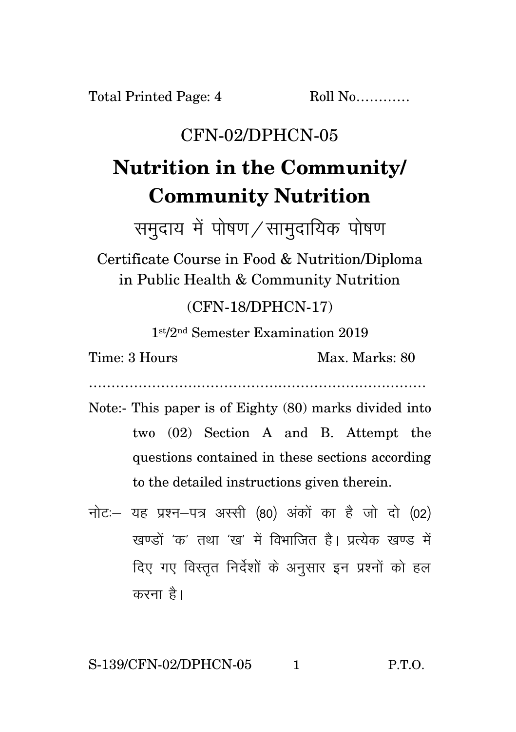Total Printed Page: 4 Roll No…………

# CFN-02/DPHCN-05

# Nutrition in the Community/ Community Nutrition

## समुदाय में पोषण/सामुदायिक पोषण

Certificate Course in Food & Nutrition/Diploma in Public Health & Community Nutrition

(CFN-18/DPHCN-17)

1st/2nd Semester Examination 2019

Time: 3 Hours Max. Marks: 80

…………………………………………………………………

Note:- This paper is of Eighty (80) marks divided into two (02) Section A and B. Attempt the questions contained in these sections according to the detailed instructions given therein.

नोटः– यह प्रश्न–पत्र अस्सी (80) अंकों का है जो दो (02) खण्डों 'क' तथा 'ख' में विभाजित है। प्रत्येक खण्ड में दिए गए विस्तृत निर्देशों के अनुसार इन प्रश्नों को हल करना है।

S-139/CFN-02/DPHCN-05 P.T.O.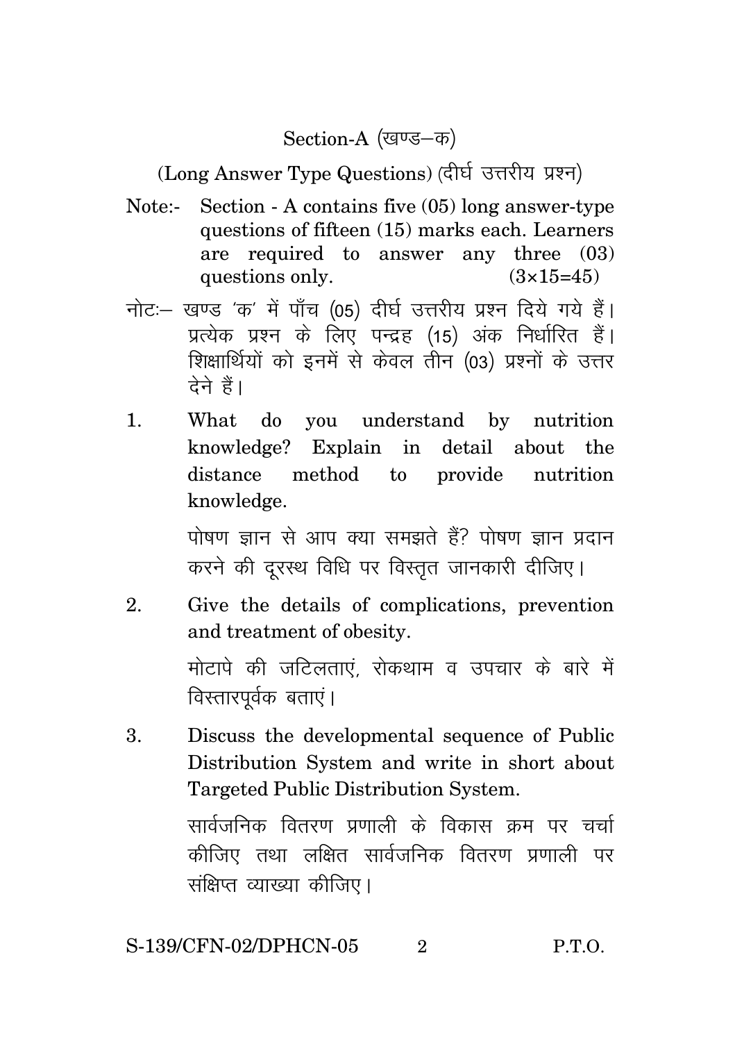## Section-A (खण्ड–क)

### (Long Answer Type Questions) (दीर्घ उत्तरीय प्रश्न)

Note:- Section - A contains five (05) long answer-type questions of fifteen (15) marks each. Learners are required to answer any three (03) questions only. (3×15=45)

नोटः– खण्ड 'क' में पाँच (05) दीर्घ उत्तरीय प्रश्न दिये गये हैं। प्रत्येक प्रश्न के लिए पन्द्रह (15) अंक निर्धारित हैं। शिक्षार्थियों को इनमें से केवल तीन (03) प्रश्नों के उत्तर देने हैं।

1. What do you understand by nutrition knowledge? Explain in detail about the distance method to provide nutrition knowledge.

   पोषण ज्ञान से आप क्या समझते हैं? पोषण ज्ञान प्रदान करने की दूरस्थ विधि पर विस्तृत जानकारी दीजिए।

2. Give the details of complications, prevention and treatment of obesity.

   मोटापे की जटिलताएं, रोकथाम व उपचार के बारे में विस्तारपूर्वक बताएं।

3. Discuss the developmental sequence of Public Distribution System and write in short about Targeted Public Distribution System.

   सार्वजनिक वितरण प्रणाली के विकास क्रम पर चर्चा कीजिए तथा लक्षित सार्वजनिक वितरण प्रणाली पर संक्षिप्त व्याख्या कीजिए।

S-139/CFN-02/DPHCN-05 P.T.O.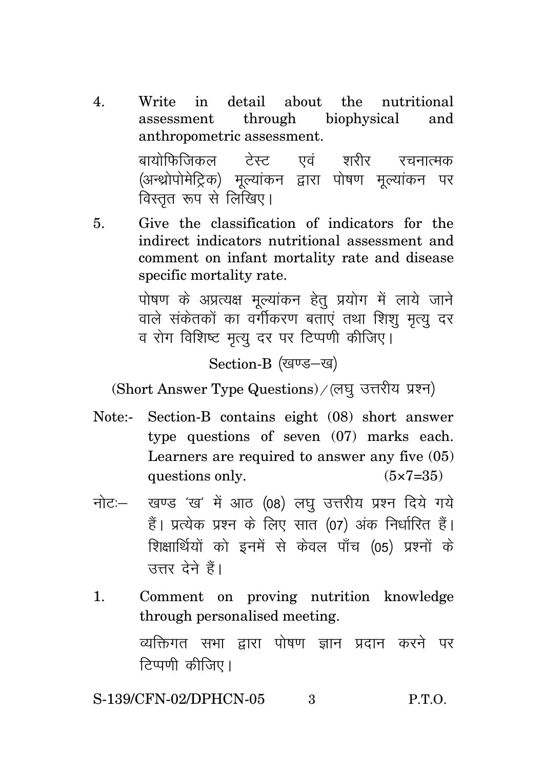4. Write in detail about the nutritional assessment through biophysical and anthropometric assessment.

   बायोफिजिकल टेस्ट एवं शरीर रचनात्मक (अन्थ्रोपोमेट्रिक) मूल्यांकन द्वारा पोषण मूल्यांकन पर विस्तृत रूप से लिखिए।

5. Give the classification of indicators for the indirect indicators nutritional assessment and comment on infant mortality rate and disease specific mortality rate.

   पोषण के अप्रत्यक्ष मूल्यांकन हेतु प्रयोग में लाये जाने वाले संकेतकों का वर्गीकरण बताएं तथा शिशु मृत्यु दर व रोग विशिष्ट मृत्यु दर पर टिप्पणी कीजिए।

## Section-B (खण्ड–ख)

### (Short Answer Type Questions) / (लघु उत्तरीय प्रश्न)

Note:- Section-B contains eight (08) short answer type questions of seven (07) marks each. Learners are required to answer any five (05) questions only. (5×7=35)

नोटः– खण्ड 'ख' में आठ (08) लघु उत्तरीय प्रश्न दिये गये हैं। प्रत्येक प्रश्न के लिए सात (07) अंक निर्धारित हैं। शिक्षार्थियों को इनमें से केवल पाँच (05) प्रश्नों के उत्तर देने हैं।

1. Comment on proving nutrition knowledge through personalised meeting.

   व्यक्तिगत सभा द्वारा पोषण ज्ञान प्रदान करने पर टिप्पणी कीजिए।

S-139/CFN-02/DPHCN-05 P.T.O.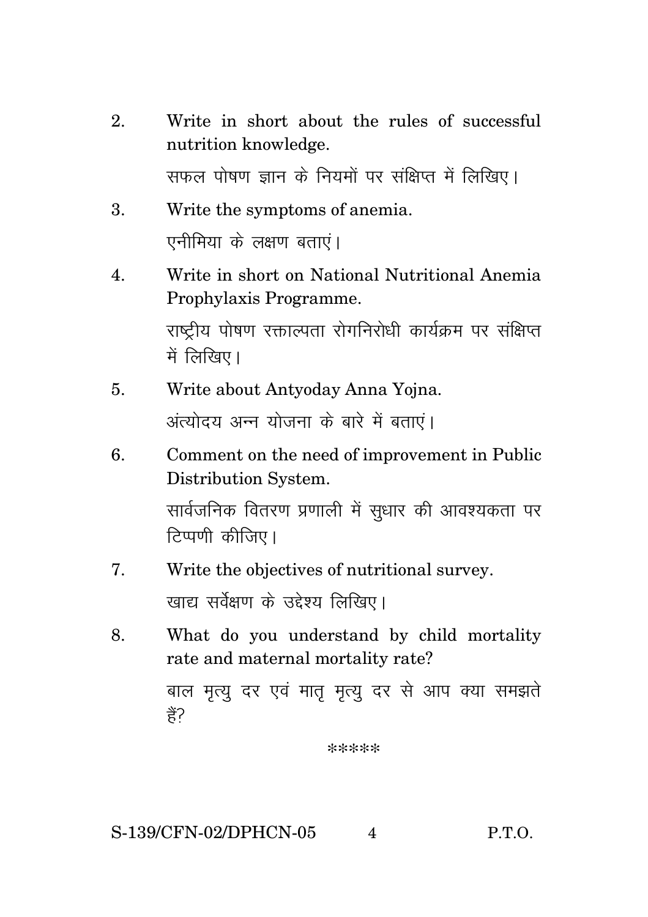2. Write in short about the rules of successful nutrition knowledge.

   सफल पोषण ज्ञान के नियमों पर संक्षिप्त में लिखिए।

3. Write the symptoms of anemia.

   एनीमिया के लक्षण बताएं।

4. Write in short on National Nutritional Anemia Prophylaxis Programme.

   राष्ट्रीय पोषण रक्ताल्पता रोगनिरोधी कार्यक्रम पर संक्षिप्त में लिखिए।

5. Write about Antyoday Anna Yojna.

   अंत्योदय अन्न योजना के बारे में बताएं।

6. Comment on the need of improvement in Public Distribution System.

   सार्वजनिक वितरण प्रणाली में सुधार की आवश्यकता पर टिप्पणी कीजिए।

7. Write the objectives of nutritional survey.

   खाद्य सर्वेक्षण के उद्देश्य लिखिए।

8. What do you understand by child mortality rate and maternal mortality rate?

   बाल मृत्यु दर एवं मातृ मृत्यु दर से आप क्या समझते हैं?

*****

S-139/CFN-02/DPHCN-05 P.T.O.